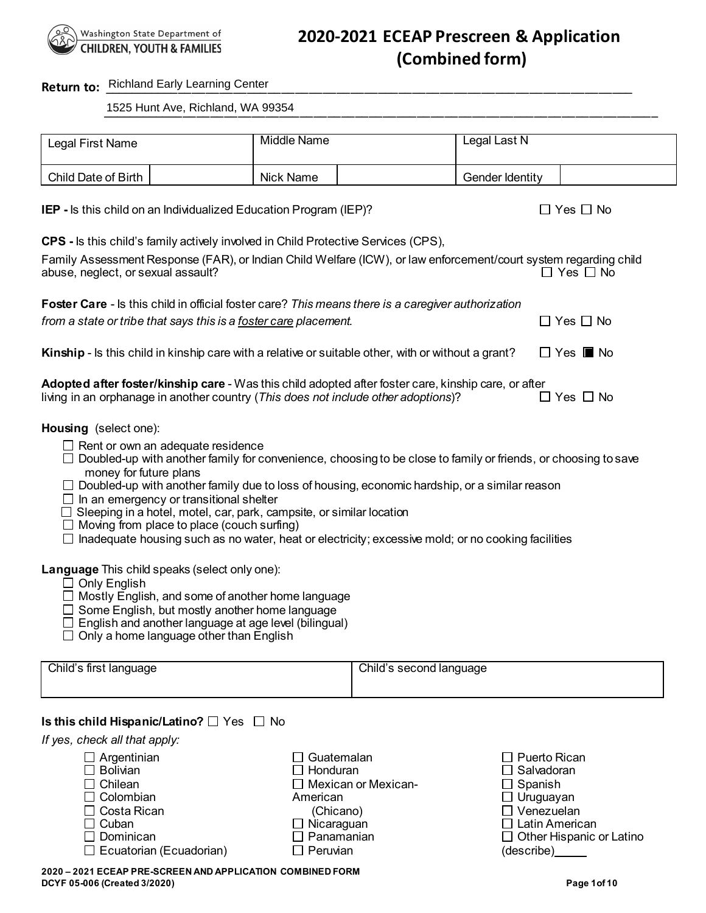Washington State Department of CHILDREN, YOUTH & FAMILIES

# 2020-2021 ECEAP Prescreen & Application (Combined form)

**Return to:** Richland Early Learning Center
1525 Hunt Ave, Richland, WA 99354

| Legal First Name | | Middle Name | | Legal Last N | |
|---|---|---|---|---|---|
| Child Date of Birth | | Nick Name | | Gender Identity | |

**IEP -** Is this child on an Individualized Education Program (IEP)? ☐ Yes ☐ No

**CPS -** Is this child's family actively involved in Child Protective Services (CPS), Family Assessment Response (FAR), or Indian Child Welfare (ICW), or law enforcement/court system regarding child abuse, neglect, or sexual assault? ☐ Yes ☐ No

**Foster Care** - Is this child in official foster care? *This means there is a caregiver authorization from a state or tribe that says this is a foster care placement.* ☐ Yes ☐ No

**Kinship** - Is this child in kinship care with a relative or suitable other, with or without a grant? ☐ Yes ☒ No

**Adopted after foster/kinship care** - Was this child adopted after foster care, kinship care, or after living in an orphanage in another country (*This does not include other adoptions*)? ☐ Yes ☐ No

**Housing** (select one):

- ☐ Rent or own an adequate residence
- ☐ Doubled-up with another family for convenience, choosing to be close to family or friends, or choosing to save money for future plans
- ☐ Doubled-up with another family due to loss of housing, economic hardship, or a similar reason
- ☐ In an emergency or transitional shelter
- ☐ Sleeping in a hotel, motel, car, park, campsite, or similar location
- ☐ Moving from place to place (couch surfing)
- ☐ Inadequate housing such as no water, heat or electricity; excessive mold; or no cooking facilities

**Language** This child speaks (select only one):

- ☐ Only English
- ☐ Mostly English, and some of another home language
- ☐ Some English, but mostly another home language
- ☐ English and another language at age level (bilingual)
- ☐ Only a home language other than English

| Child's first language | Child's second language |
|---|---|
| | |

**Is this child Hispanic/Latino?** ☐ Yes ☐ No

*If yes, check all that apply:*

- ☐ Argentinian
- ☐ Bolivian
- ☐ Chilean
- ☐ Colombian
- ☐ Costa Rican
- ☐ Cuban
- ☐ Dominican
- ☐ Ecuatorian (Ecuadorian)
- ☐ Guatemalan
- ☐ Honduran
- ☐ Mexican or Mexican-American (Chicano)
- ☐ Nicaraguan
- ☐ Panamanian
- ☐ Peruvian
- ☐ Puerto Rican
- ☐ Salvadoran
- ☐ Spanish
- ☐ Uruguayan
- ☐ Venezuelan
- ☐ Latin American
- ☐ Other Hispanic or Latino (describe)_____

2020 – 2021 ECEAP PRE-SCREEN AND APPLICATION COMBINED FORM
DCYF 05-006 (Created 3/2020)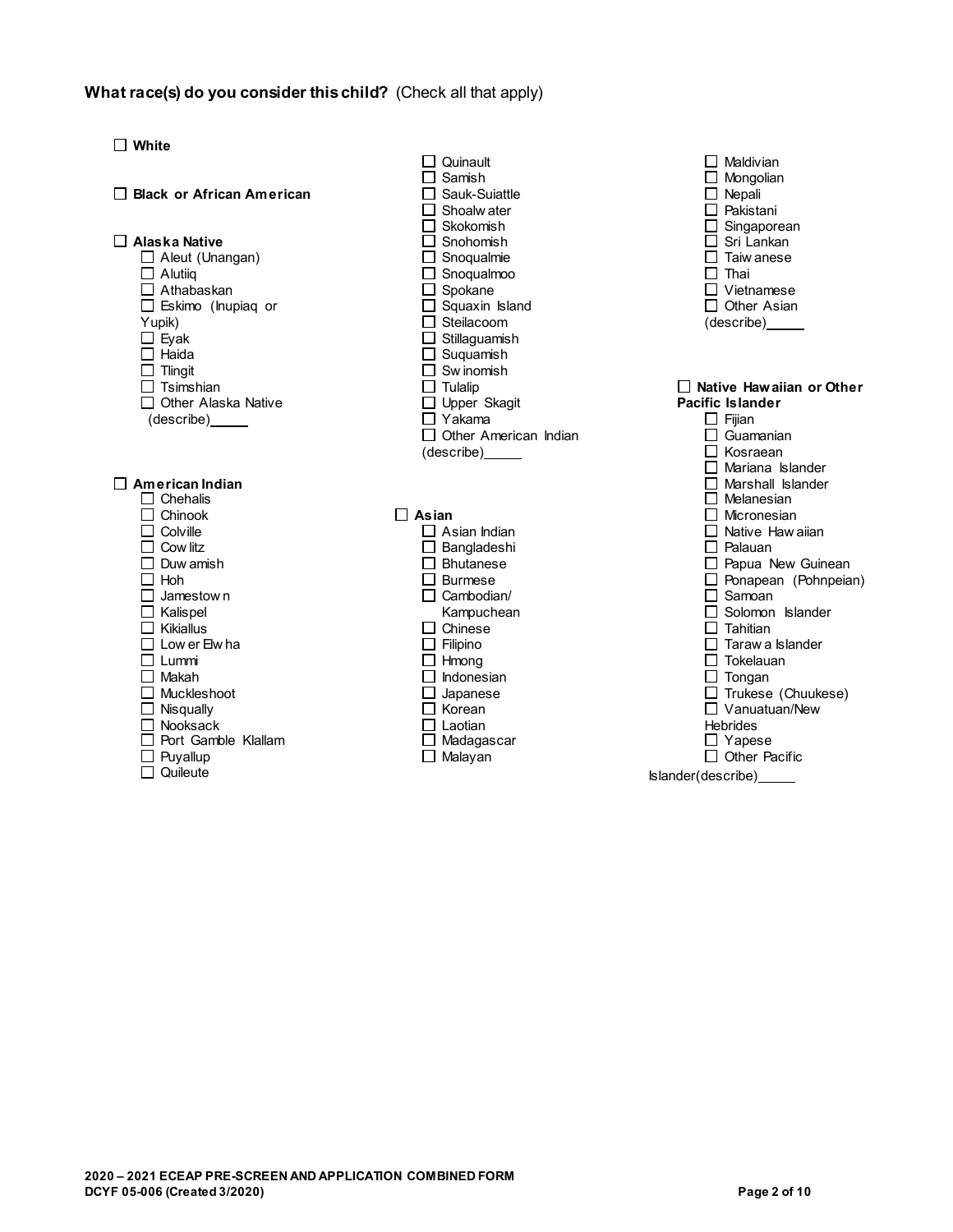**What race(s) do you consider this child?** (Check all that apply)

- ☐ **White**

- ☐ **Black or African American**

- ☐ **Alaska Native**
  - ☐ Aleut (Unangan)
  - ☐ Alutiiq
  - ☐ Athabaskan
  - ☐ Eskimo (Inupiaq or Yupik)
  - ☐ Eyak
  - ☐ Haida
  - ☐ Tlingit
  - ☐ Tsimshian
  - ☐ Other Alaska Native (describe)_____

- ☐ **American Indian**
  - ☐ Chehalis
  - ☐ Chinook
  - ☐ Colville
  - ☐ Cowlitz
  - ☐ Duwamish
  - ☐ Hoh
  - ☐ Jamestown
  - ☐ Kalispel
  - ☐ Kikiallus
  - ☐ Lower Elwha
  - ☐ Lummi
  - ☐ Makah
  - ☐ Muckleshoot
  - ☐ Nisqually
  - ☐ Nooksack
  - ☐ Port Gamble Klallam
  - ☐ Puyallup
  - ☐ Quileute
  - ☐ Quinault
  - ☐ Samish
  - ☐ Sauk-Suiattle
  - ☐ Shoalwater
  - ☐ Skokomish
  - ☐ Snohomish
  - ☐ Snoqualmie
  - ☐ Snoqualmoo
  - ☐ Spokane
  - ☐ Squaxin Island
  - ☐ Steilacoom
  - ☐ Stillaguamish
  - ☐ Suquamish
  - ☐ Swinomish
  - ☐ Tulalip
  - ☐ Upper Skagit
  - ☐ Yakama
  - ☐ Other American Indian (describe)_____

- ☐ **Asian**
  - ☐ Asian Indian
  - ☐ Bangladeshi
  - ☐ Bhutanese
  - ☐ Burmese
  - ☐ Cambodian/ Kampuchean
  - ☐ Chinese
  - ☐ Filipino
  - ☐ Hmong
  - ☐ Indonesian
  - ☐ Japanese
  - ☐ Korean
  - ☐ Laotian
  - ☐ Madagascar
  - ☐ Malayan
  - ☐ Maldivian
  - ☐ Mongolian
  - ☐ Nepali
  - ☐ Pakistani
  - ☐ Singaporean
  - ☐ Sri Lankan
  - ☐ Taiwanese
  - ☐ Thai
  - ☐ Vietnamese
  - ☐ Other Asian (describe)_____

- ☐ **Native Hawaiian or Other Pacific Islander**
  - ☐ Fijian
  - ☐ Guamanian
  - ☐ Kosraean
  - ☐ Mariana Islander
  - ☐ Marshall Islander
  - ☐ Melanesian
  - ☐ Micronesian
  - ☐ Native Hawaiian
  - ☐ Palauan
  - ☐ Papua New Guinean
  - ☐ Ponapean (Pohnpeian)
  - ☐ Samoan
  - ☐ Solomon Islander
  - ☐ Tahitian
  - ☐ Tarawa Islander
  - ☐ Tokelauan
  - ☐ Tongan
  - ☐ Trukese (Chuukese)
  - ☐ Vanuatuan/New Hebrides
  - ☐ Yapese
  - ☐ Other Pacific Islander(describe)_____

**2020 – 2021 ECEAP PRE-SCREEN AND APPLICATION COMBINED FORM**
**DCYF 05-006 (Created 3/2020)**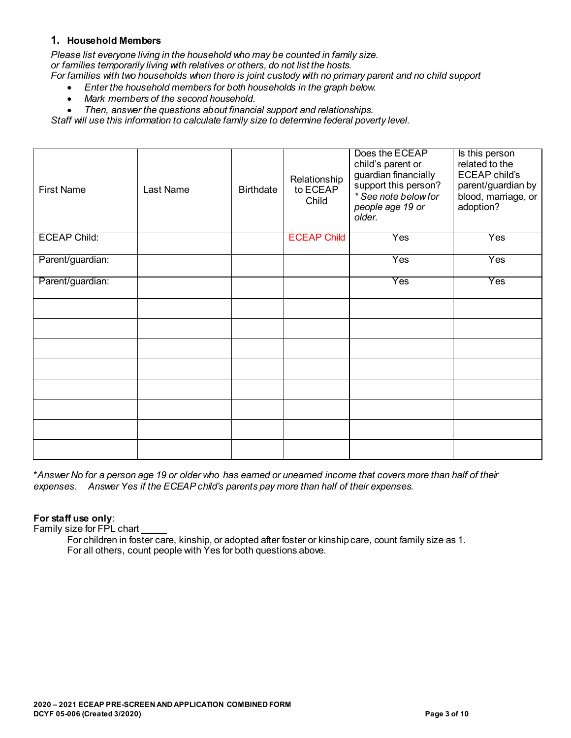## 1. Household Members

*Please list everyone living in the household who may be counted in family size.*
*or families temporarily living with relatives or others, do not list the hosts.*
*For families with two households when there is joint custody with no primary parent and no child support*

- *Enter the household members for both households in the graph below.*
- *Mark members of the second household.*
- *Then, answer the questions about financial support and relationships.*

*Staff will use this information to calculate family size to determine federal poverty level.*

| First Name | Last Name | Birthdate | Relationship to ECEAP Child | Does the ECEAP child's parent or guardian financially support this person? *\* See note below for people age 19 or older.* | Is this person related to the ECEAP child's parent/guardian by blood, marriage, or adoption? |
|---|---|---|---|---|---|
| ECEAP Child: | | | ECEAP Child | Yes | Yes |
| Parent/guardian: | | | | Yes | Yes |
| Parent/guardian: | | | | Yes | Yes |
| | | | | | |
| | | | | | |
| | | | | | |
| | | | | | |
| | | | | | |
| | | | | | |
| | | | | | |
| | | | | | |

\**Answer No for a person age 19 or older who has earned or unearned income that covers more than half of their expenses. Answer Yes if the ECEAP child's parents pay more than half of their expenses.*

**For staff use only**:
Family size for FPL chart _____

For children in foster care, kinship, or adopted after foster or kinship care, count family size as 1.
For all others, count people with Yes for both questions above.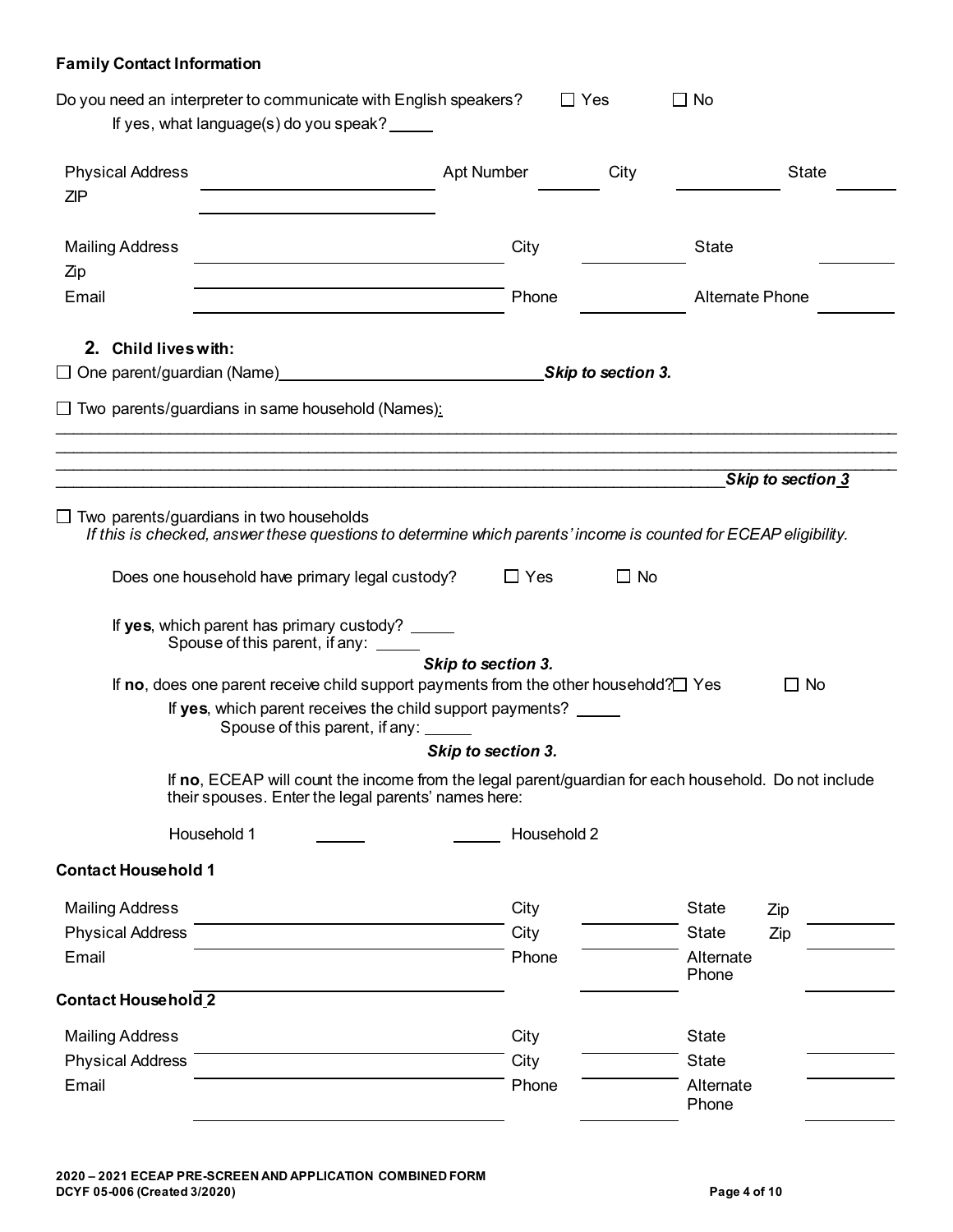**Family Contact Information**

Do you need an interpreter to communicate with English speakers? ☐ Yes ☐ No

If yes, what language(s) do you speak? _____

Physical Address ____________________ Apt Number ______ City ______ State ______ ZIP ______

Mailing Address ____________________ City ______ State ______ Zip ______

Email ____________________ Phone ______ Alternate Phone ______

## 2. Child lives with:

☐ One parent/guardian (Name)____________________ ***Skip to section 3.***

☐ Two parents/guardians in same household (Names):

______________________________________________________________________

______________________________________________________________________

______________________________________________________________________ ***Skip to section 3***

☐ Two parents/guardians in two households

*If this is checked, answer these questions to determine which parents' income is counted for ECEAP eligibility.*

Does one household have primary legal custody? ☐ Yes ☐ No

If **yes**, which parent has primary custody? _____

Spouse of this parent, if any: _____

***Skip to section 3.***

If **no**, does one parent receive child support payments from the other household? ☐ Yes ☐ No

If **yes**, which parent receives the child support payments? _____

Spouse of this parent, if any: _____

***Skip to section 3.***

If **no**, ECEAP will count the income from the legal parent/guardian for each household. Do not include their spouses. Enter the legal parents' names here:

Household 1 ______ Household 2 ______

**Contact Household 1**

Mailing Address ____________________ City ______ State ______ Zip ______

Physical Address ____________________ City ______ State ______ Zip ______

Email ____________________ Phone ______ Alternate Phone ______

**Contact Household 2**

Mailing Address ____________________ City ______ State ______

Physical Address ____________________ City ______ State ______

Email ____________________ Phone ______ Alternate Phone ______

**2020 – 2021 ECEAP PRE-SCREEN AND APPLICATION COMBINED FORM**
**DCYF 05-006 (Created 3/2020)**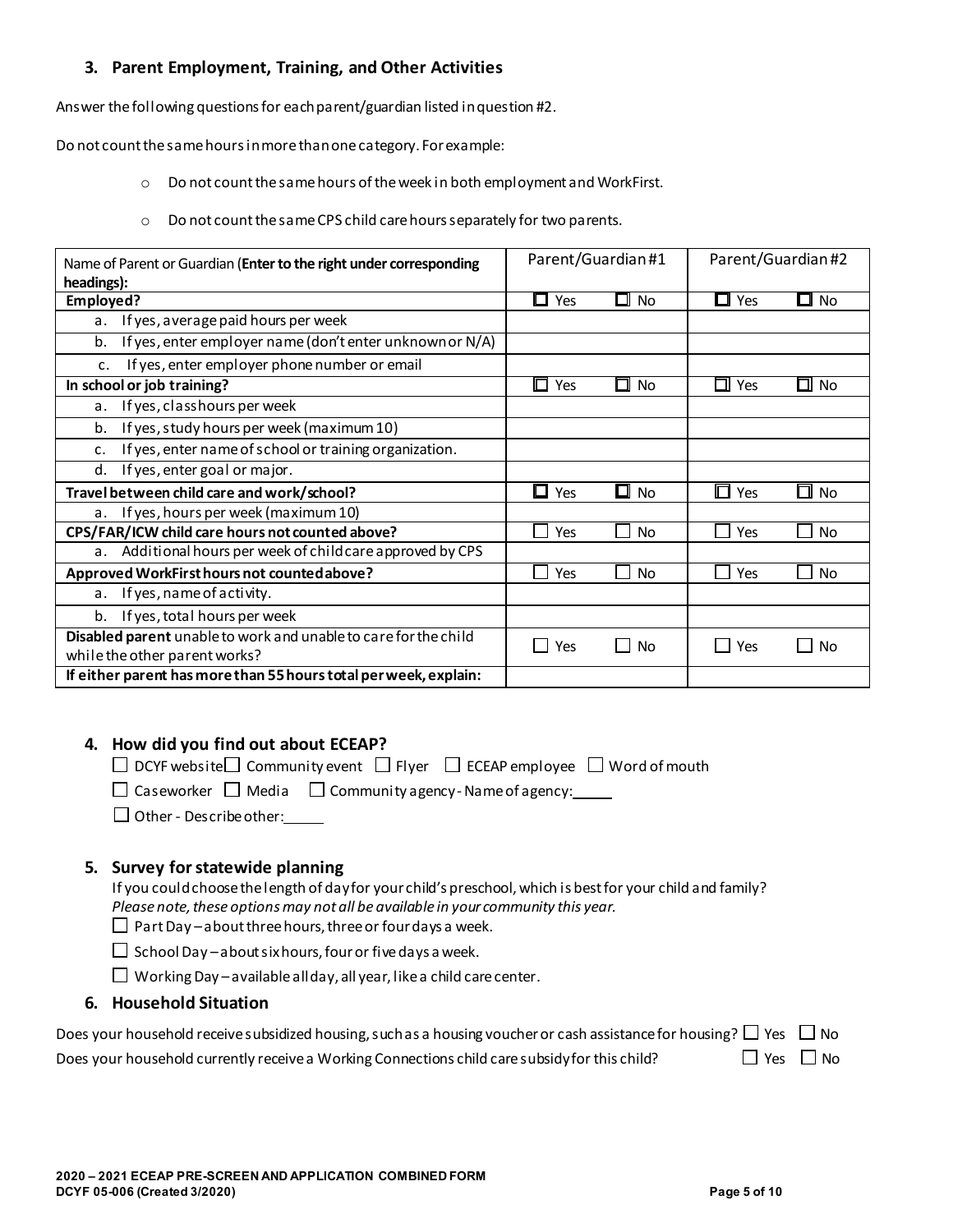### 3. Parent Employment, Training, and Other Activities

Answer the following questions for each parent/guardian listed in question #2.

Do not count the same hours in more than one category. For example:

- Do not count the same hours of the week in both employment and WorkFirst.
- Do not count the same CPS child care hours separately for two parents.

| Name of Parent or Guardian (**Enter to the right under corresponding headings):** | Parent/Guardian #1 | Parent/Guardian #2 |
|---|---|---|
| **Employed?** | ☐ Yes ☐ No | ☐ Yes ☐ No |
| a. If yes, average paid hours per week | | |
| b. If yes, enter employer name (don't enter unknown or N/A) | | |
| c. If yes, enter employer phone number or email | | |
| **In school or job training?** | ☐ Yes ☐ No | ☐ Yes ☐ No |
| a. If yes, class hours per week | | |
| b. If yes, study hours per week (maximum 10) | | |
| c. If yes, enter name of school or training organization. | | |
| d. If yes, enter goal or major. | | |
| **Travel between child care and work/school?** | ☐ Yes ☐ No | ☐ Yes ☐ No |
| a. If yes, hours per week (maximum 10) | | |
| **CPS/FAR/ICW child care hours not counted above?** | ☐ Yes ☐ No | ☐ Yes ☐ No |
| a. Additional hours per week of child care approved by CPS | | |
| **Approved WorkFirst hours not counted above?** | ☐ Yes ☐ No | ☐ Yes ☐ No |
| a. If yes, name of activity. | | |
| b. If yes, total hours per week | | |
| **Disabled parent** unable to work and unable to care for the child while the other parent works? | ☐ Yes ☐ No | ☐ Yes ☐ No |
| **If either parent has more than 55 hours total per week, explain:** | | |

### 4. How did you find out about ECEAP?

☐ DCYF website ☐ Community event ☐ Flyer ☐ ECEAP employee ☐ Word of mouth

☐ Caseworker ☐ Media ☐ Community agency - Name of agency:_____

☐ Other - Describe other:_____

### 5. Survey for statewide planning

If you could choose the length of day for your child's preschool, which is best for your child and family?
*Please note, these options may not all be available in your community this year.*

☐ Part Day – about three hours, three or four days a week.

☐ School Day – about six hours, four or five days a week.

☐ Working Day – available all day, all year, like a child care center.

### 6. Household Situation

Does your household receive subsidized housing, such as a housing voucher or cash assistance for housing? ☐ Yes ☐ No

Does your household currently receive a Working Connections child care subsidy for this child? ☐ Yes ☐ No

**2020 – 2021 ECEAP PRE-SCREEN AND APPLICATION COMBINED FORM**
**DCYF 05-006 (Created 3/2020)**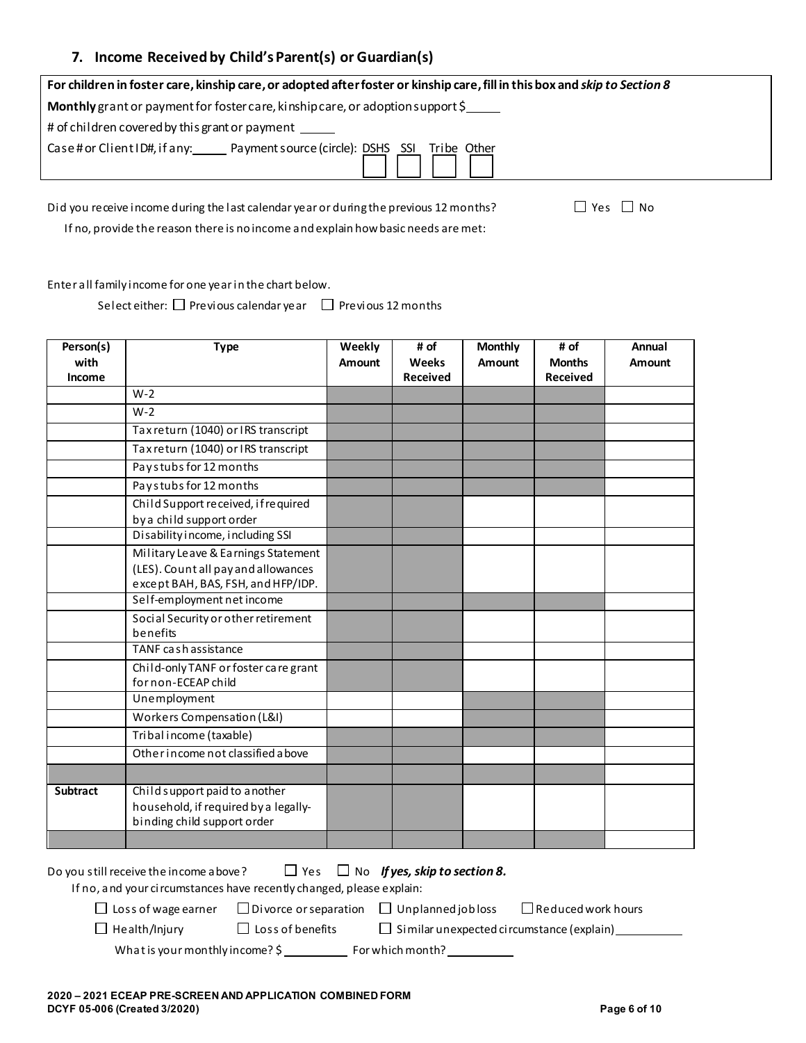## 7. Income Received by Child's Parent(s) or Guardian(s)

**For children in foster care, kinship care, or adopted after foster or kinship care, fill in this box and *skip to Section 8***

**Monthly** grant or payment for foster care, kinship care, or adoption support $_____

\# of children covered by this grant or payment _____

Case # or Client ID#, if any:_____ Payment source (circle): DSHS SSI Tribe Other

Did you receive income during the last calendar year or during the previous 12 months? ☐ Yes ☐ No

If no, provide the reason there is no income and explain how basic needs are met:

Enter all family income for one year in the chart below.

Select either: ☐ Previous calendar year ☐ Previous 12 months

| Person(s) with Income | Type | Weekly Amount | # of Weeks Received | Monthly Amount | # of Months Received | Annual Amount |
|---|---|---|---|---|---|---|
| | W-2 | | | | | |
| | W-2 | | | | | |
| | Tax return (1040) or IRS transcript | | | | | |
| | Tax return (1040) or IRS transcript | | | | | |
| | Pay stubs for 12 months | | | | | |
| | Pay stubs for 12 months | | | | | |
| | Child Support received, if required by a child support order | | | | | |
| | Disability income, including SSI | | | | | |
| | Military Leave & Earnings Statement (LES). Count all pay and allowances except BAH, BAS, FSH, and HFP/IDP. | | | | | |
| | Self-employment net income | | | | | |
| | Social Security or other retirement benefits | | | | | |
| | TANF cash assistance | | | | | |
| | Child-only TANF or foster care grant for non-ECEAP child | | | | | |
| | Unemployment | | | | | |
| | Workers Compensation (L&I) | | | | | |
| | Tribal income (taxable) | | | | | |
| | Other income not classified above | | | | | |
| | | | | | | |
| **Subtract** | Child support paid to another household, if required by a legally-binding child support order | | | | | |
| | | | | | | |

Do you still receive the income above? ☐ Yes ☐ No ***If yes, skip to section 8.***

If no, and your circumstances have recently changed, please explain:

☐ Loss of wage earner ☐ Divorce or separation ☐ Unplanned job loss ☐ Reduced work hours

☐ Health/Injury ☐ Loss of benefits ☐ Similar unexpected circumstance (explain)__________

What is your monthly income? $__________ For which month?__________

**2020 – 2021 ECEAP PRE-SCREEN AND APPLICATION COMBINED FORM**
**DCYF 05-006 (Created 3/2020)**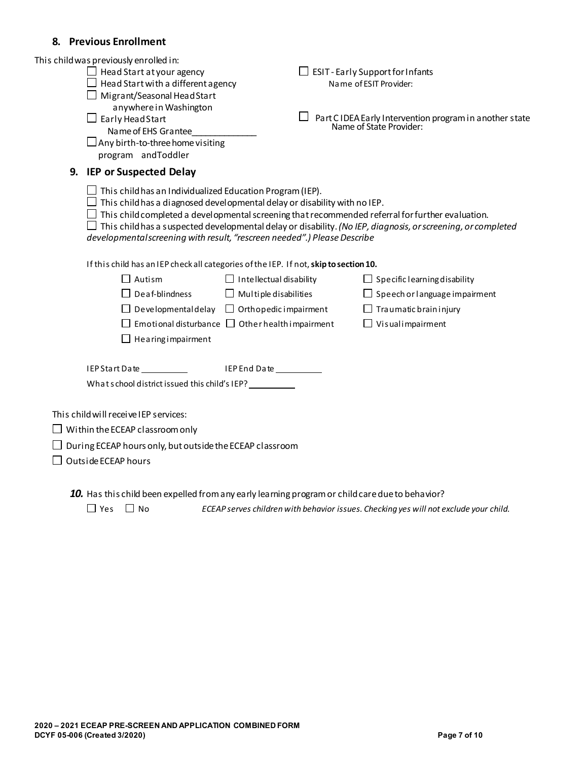## 8. Previous Enrollment

This child was previously enrolled in:

- ☐ Head Start at your agency
- ☐ Head Start with a different agency
- ☐ Migrant/Seasonal Head Start anywhere in Washington
- ☐ Early Head Start
  Name of EHS Grantee_____________
- ☐ Any birth-to-three home visiting program andToddler
- ☐ ESIT - Early Support for Infants
  Name of ESIT Provider:
- ☐ Part C IDEA Early Intervention program in another state
  Name of State Provider:

## 9. IEP or Suspected Delay

- ☐ This child has an Individualized Education Program (IEP).
- ☐ This child has a diagnosed developmental delay or disability with no IEP.
- ☐ This child completed a developmental screening that recommended referral for further evaluation.
- ☐ This child has a suspected developmental delay or disability. *(No IEP, diagnosis, or screening, or completed developmental screening with result, "rescreen needed".) Please Describe*

If this child has an IEP check all categories of the IEP. If not, **skip to section 10.**

| | | |
|---|---|---|
| ☐ Autism | ☐ Intellectual disability | ☐ Specific learning disability |
| ☐ Deaf-blindness | ☐ Multiple disabilities | ☐ Speech or language impairment |
| ☐ Developmental delay | ☐ Orthopedic impairment | ☐ Traumatic brain injury |
| ☐ Emotional disturbance | ☐ Other health impairment | ☐ Visual impairment |
| ☐ Hearing impairment | | |

IEP Start Date __________ IEP End Date __________

What school district issued this child's IEP? __________

This child will receive IEP services:

- ☐ Within the ECEAP classroom only
- ☐ During ECEAP hours only, but outside the ECEAP classroom
- ☐ Outside ECEAP hours

***10.*** Has this child been expelled from any early learning program or child care due to behavior?

☐ Yes ☐ No *ECEAP serves children with behavior issues. Checking yes will not exclude your child.*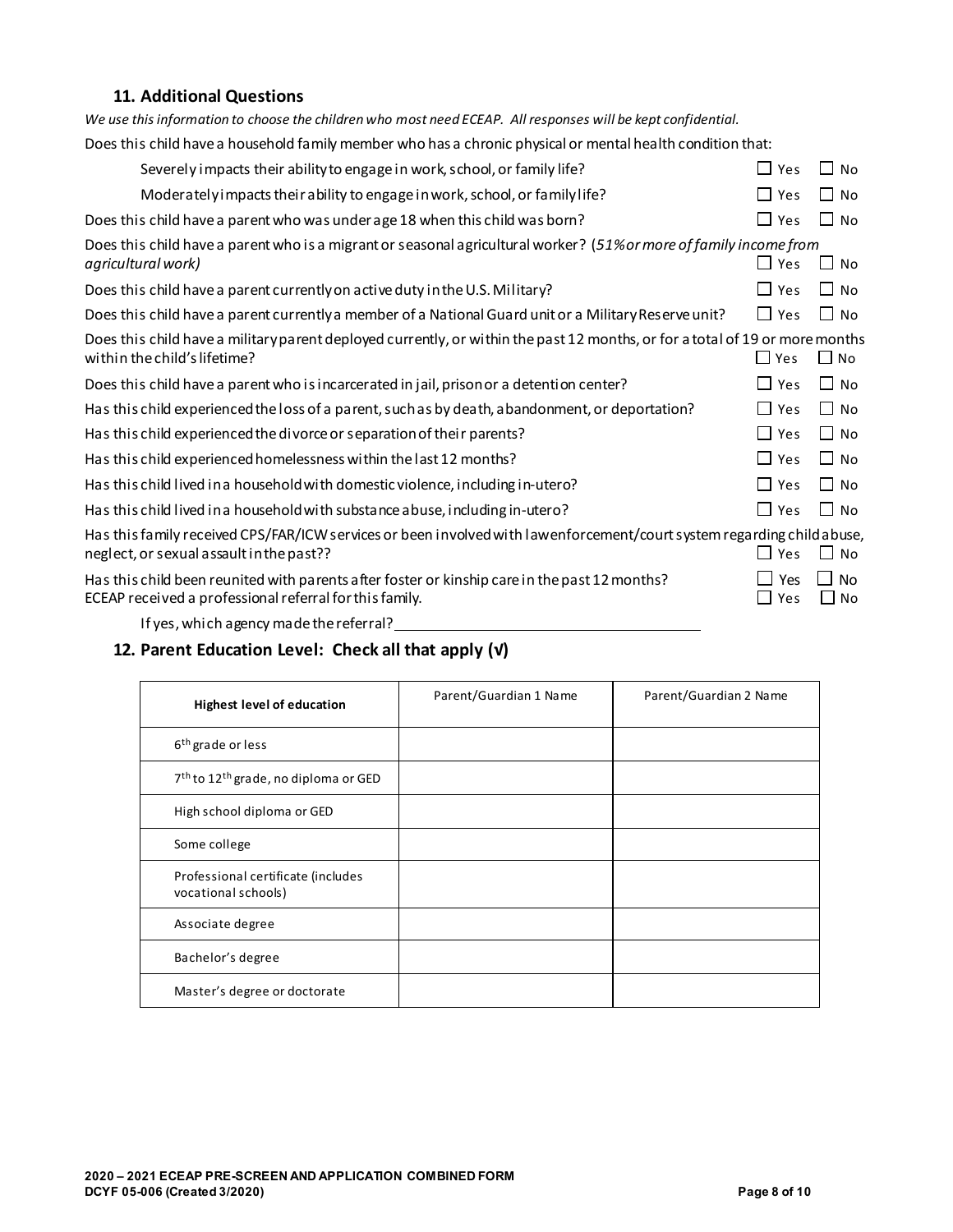### 11. Additional Questions

*We use this information to choose the children who most need ECEAP. All responses will be kept confidential.*

Does this child have a household family member who has a chronic physical or mental health condition that:

- Severely impacts their ability to engage in work, school, or family life? ☐ Yes ☐ No
- Moderately impacts their ability to engage in work, school, or family life? ☐ Yes ☐ No

Does this child have a parent who was under age 18 when this child was born? ☐ Yes ☐ No

Does this child have a parent who is a migrant or seasonal agricultural worker? (*51% or more of family income from agricultural work*) ☐ Yes ☐ No

Does this child have a parent currently on active duty in the U.S. Military? ☐ Yes ☐ No

Does this child have a parent currently a member of a National Guard unit or a Military Reserve unit? ☐ Yes ☐ No

Does this child have a military parent deployed currently, or within the past 12 months, or for a total of 19 or more months within the child's lifetime? ☐ Yes ☐ No

Does this child have a parent who is incarcerated in jail, prison or a detention center? ☐ Yes ☐ No

Has this child experienced the loss of a parent, such as by death, abandonment, or deportation? ☐ Yes ☐ No

Has this child experienced the divorce or separation of their parents? ☐ Yes ☐ No

Has this child experienced homelessness within the last 12 months? ☐ Yes ☐ No

Has this child lived in a household with domestic violence, including in-utero? ☐ Yes ☐ No

Has this child lived in a household with substance abuse, including in-utero? ☐ Yes ☐ No

Has this family received CPS/FAR/ICW services or been involved with law enforcement/court system regarding child abuse, neglect, or sexual assault in the past?? ☐ Yes ☐ No

Has this child been reunited with parents after foster or kinship care in the past 12 months? ☐ Yes ☐ No

ECEAP received a professional referral for this family. ☐ Yes ☐ No

If yes, which agency made the referral? ____________________

### 12. Parent Education Level: Check all that apply (√)

| Highest level of education | Parent/Guardian 1 Name | Parent/Guardian 2 Name |
|---|---|---|
| 6th grade or less | | |
| 7th to 12th grade, no diploma or GED | | |
| High school diploma or GED | | |
| Some college | | |
| Professional certificate (includes vocational schools) | | |
| Associate degree | | |
| Bachelor's degree | | |
| Master's degree or doctorate | | |

**2020 – 2021 ECEAP PRE-SCREEN AND APPLICATION COMBINED FORM**
**DCYF 05-006 (Created 3/2020)**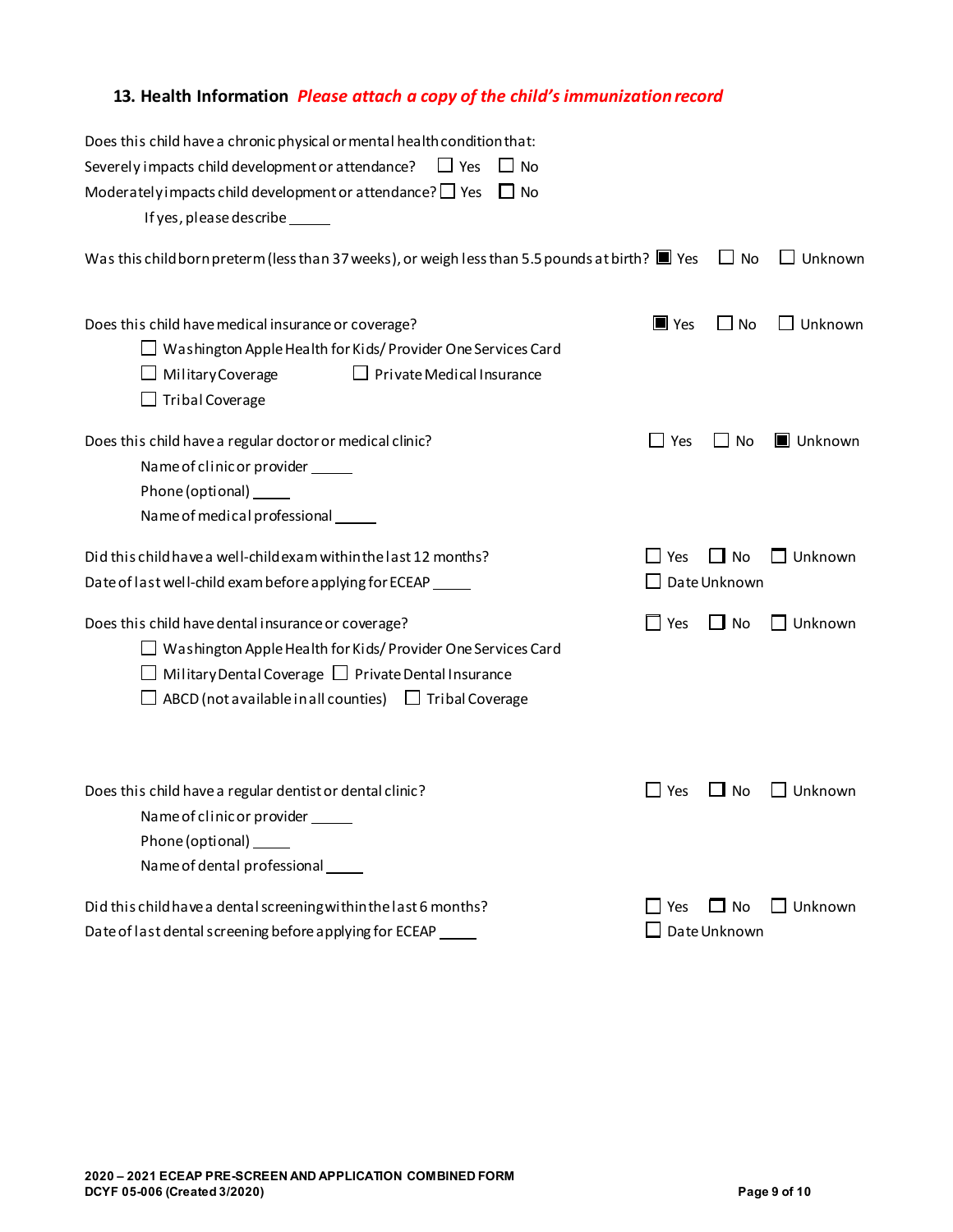### 13. Health Information *Please attach a copy of the child's immunization record*

Does this child have a chronic physical or mental health condition that:

Severely impacts child development or attendance? ☐ Yes ☐ No

Moderately impacts child development or attendance? ☐ Yes ☐ No

If yes, please describe _____

Was this child born preterm (less than 37 weeks), or weigh less than 5.5 pounds at birth? ☒ Yes ☐ No ☐ Unknown

Does this child have medical insurance or coverage? ☒ Yes ☐ No ☐ Unknown

- ☐ Washington Apple Health for Kids/ Provider One Services Card
- ☐ Military Coverage
- ☐ Private Medical Insurance
- ☐ Tribal Coverage

Does this child have a regular doctor or medical clinic? ☐ Yes ☐ No ☒ Unknown

Name of clinic or provider _____

Phone (optional) _____

Name of medical professional _____

Did this child have a well-child exam within the last 12 months? ☐ Yes ☐ No ☐ Unknown

Date of last well-child exam before applying for ECEAP _____ ☐ Date Unknown

Does this child have dental insurance or coverage? ☐ Yes ☐ No ☐ Unknown

- ☐ Washington Apple Health for Kids/ Provider One Services Card
- ☐ Military Dental Coverage
- ☐ Private Dental Insurance
- ☐ ABCD (not available in all counties)
- ☐ Tribal Coverage

Does this child have a regular dentist or dental clinic? ☐ Yes ☐ No ☐ Unknown

Name of clinic or provider _____

Phone (optional) _____

Name of dental professional _____

Did this child have a dental screening within the last 6 months? ☐ Yes ☐ No ☐ Unknown

Date of last dental screening before applying for ECEAP _____ ☐ Date Unknown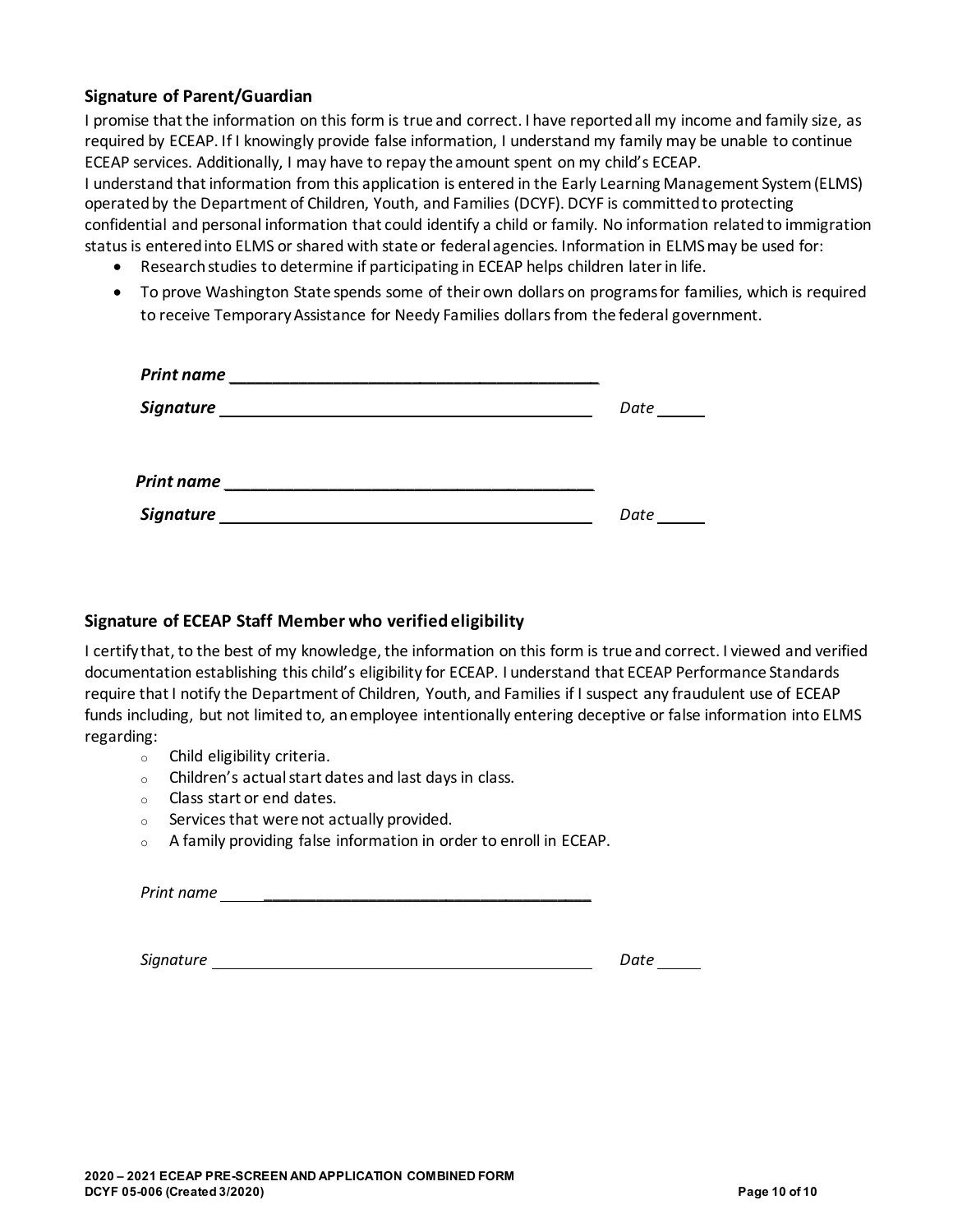### Signature of Parent/Guardian

I promise that the information on this form is true and correct. I have reported all my income and family size, as required by ECEAP. If I knowingly provide false information, I understand my family may be unable to continue ECEAP services. Additionally, I may have to repay the amount spent on my child's ECEAP.

I understand that information from this application is entered in the Early Learning Management System (ELMS) operated by the Department of Children, Youth, and Families (DCYF). DCYF is committed to protecting confidential and personal information that could identify a child or family. No information related to immigration status is entered into ELMS or shared with state or federal agencies. Information in ELMS may be used for:

- Research studies to determine if participating in ECEAP helps children later in life.
- To prove Washington State spends some of their own dollars on programs for families, which is required to receive Temporary Assistance for Needy Families dollars from the federal government.

***Print name*** ___________________________________________

***Signature*** ___________________________________________ *Date* _____

***Print name*** ___________________________________________

***Signature*** ___________________________________________ *Date* _____

### Signature of ECEAP Staff Member who verified eligibility

I certify that, to the best of my knowledge, the information on this form is true and correct. I viewed and verified documentation establishing this child's eligibility for ECEAP. I understand that ECEAP Performance Standards require that I notify the Department of Children, Youth, and Families if I suspect any fraudulent use of ECEAP funds including, but not limited to, an employee intentionally entering deceptive or false information into ELMS regarding:

- Child eligibility criteria.
- Children's actual start dates and last days in class.
- Class start or end dates.
- Services that were not actually provided.
- A family providing false information in order to enroll in ECEAP.

*Print name* ___________________________________________

*Signature* ___________________________________________ *Date* _____

**2020 – 2021 ECEAP PRE-SCREEN AND APPLICATION COMBINED FORM**
**DCYF 05-006 (Created 3/2020)**